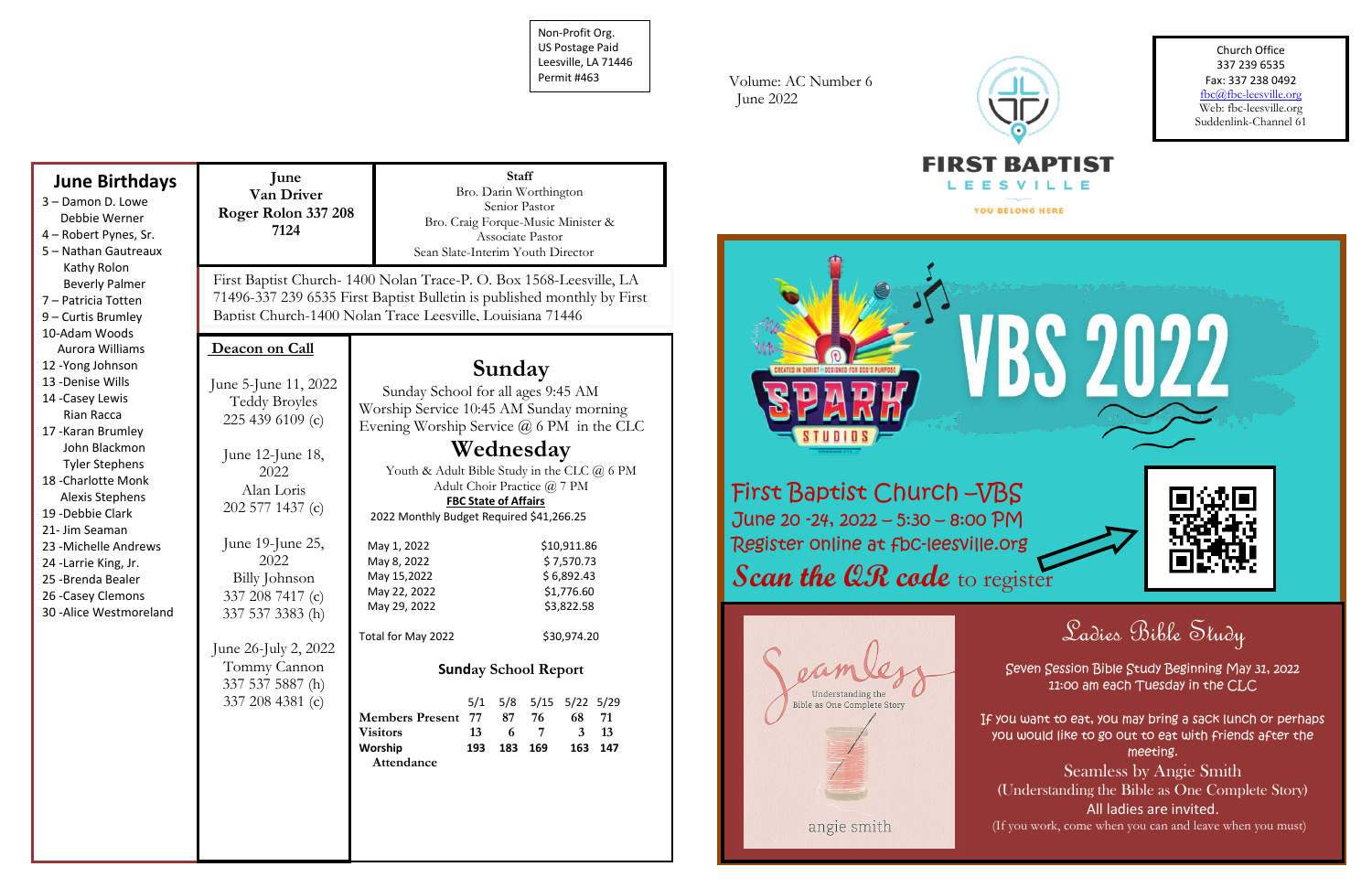Non-Profit Org.
US Postage Paid
Leesville, LA 71446
Permit #463

Volume: AC Number 6
June 2022

**FIRST BAPTIST**
LEESVILLE
YOU BELONG HERE

Church Office
337 239 6535
Fax: 337 238 0492
fbc@fbc-leesville.org
Web: fbc-leesville.org
Suddenlink-Channel 61

## June Birthdays

3 – Damon D. Lowe
Debbie Werner
4 – Robert Pynes, Sr.
5 – Nathan Gautreaux
Kathy Rolon
Beverly Palmer
7 – Patricia Totten
9 – Curtis Brumley
10-Adam Woods
Aurora Williams
12 -Yong Johnson
13 -Denise Wills
14 -Casey Lewis
Rian Racca
17 -Karan Brumley
John Blackmon
Tyler Stephens
18 -Charlotte Monk
Alexis Stephens
19 -Debbie Clark
21- Jim Seaman
23 -Michelle Andrews
24 -Larrie King, Jr.
25 -Brenda Bealer
26 -Casey Clemons
30 -Alice Westmoreland

**June**
**Van Driver**
**Roger Rolon 337 208 7124**

**Staff**
Bro. Darin Worthington
Senior Pastor
Bro. Craig Forque-Music Minister & Associate Pastor
Sean Slate-Interim Youth Director

First Baptist Church- 1400 Nolan Trace-P. O. Box 1568-Leesville, LA 71496-337 239 6535 First Baptist Bulletin is published monthly by First Baptist Church-1400 Nolan Trace Leesville, Louisiana 71446

**Deacon on Call**

June 5-June 11, 2022
Teddy Broyles
225 439 6109 (c)

June 12-June 18, 2022
Alan Loris
202 577 1437 (c)

June 19-June 25, 2022
Billy Johnson
337 208 7417 (c)
337 537 3383 (h)

June 26-July 2, 2022
Tommy Cannon
337 537 5887 (h)
337 208 4381 (c)

## Sunday

Sunday School for all ages 9:45 AM
Worship Service 10:45 AM Sunday morning
Evening Worship Service @ 6 PM in the CLC

## Wednesday

Youth & Adult Bible Study in the CLC @ 6 PM
Adult Choir Practice @ 7 PM

**FBC State of Affairs**

2022 Monthly Budget Required $41,266.25

| | |
|---|---|
| May 1, 2022 | $10,911.86 |
| May 8, 2022 | $ 7,570.73 |
| May 15,2022 | $ 6,892.43 |
| May 22, 2022 | $1,776.60 |
| May 29, 2022 | $3,822.58 |
| Total for May 2022 | $30,974.20 |

**Sunday School Report**

| | 5/1 | 5/8 | 5/15 | 5/22 | 5/29 |
|---|---|---|---|---|---|
| **Members Present** | 77 | 87 | 76 | 68 | 71 |
| **Visitors** | 13 | 6 | 7 | 3 | 13 |
| **Worship Attendance** | 193 | 183 | 169 | 163 | 147 |

## VBS 2022

SPARK STUDIOS

First Baptist Church –VBS
June 20 -24, 2022 – 5:30 – 8:00 PM
Register online at fbc-leesville.org
*Scan the QR code* to register

## Ladies Bible Study

Seven Session Bible Study Beginning May 31, 2022
11:00 am each Tuesday in the CLC

If you want to eat, you may bring a sack lunch or perhaps you would like to go out to eat with friends after the meeting.

Seamless by Angie Smith
(Understanding the Bible as One Complete Story)
All ladies are invited.
(If you work, come when you can and leave when you must)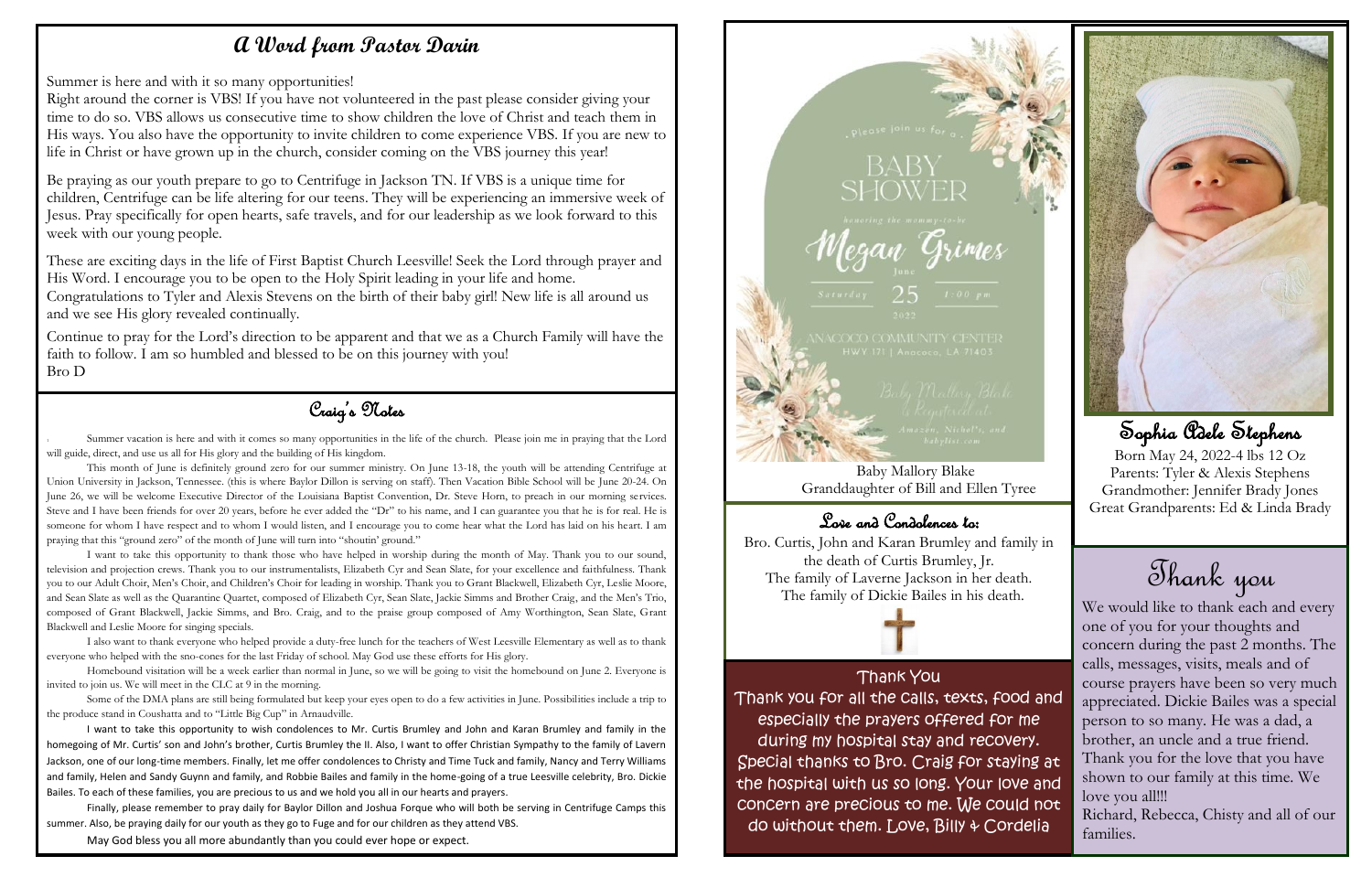## A Word from Pastor Darin

Summer is here and with it so many opportunities!
Right around the corner is VBS! If you have not volunteered in the past please consider giving your time to do so. VBS allows us consecutive time to show children the love of Christ and teach them in His ways. You also have the opportunity to invite children to come experience VBS. If you are new to life in Christ or have grown up in the church, consider coming on the VBS journey this year!

Be praying as our youth prepare to go to Centrifuge in Jackson TN. If VBS is a unique time for children, Centrifuge can be life altering for our teens. They will be experiencing an immersive week of Jesus. Pray specifically for open hearts, safe travels, and for our leadership as we look forward to this week with our young people.

These are exciting days in the life of First Baptist Church Leesville! Seek the Lord through prayer and His Word. I encourage you to be open to the Holy Spirit leading in your life and home.
Congratulations to Tyler and Alexis Stevens on the birth of their baby girl! New life is all around us and we see His glory revealed continually.

Continue to pray for the Lord's direction to be apparent and that we as a Church Family will have the faith to follow. I am so humbled and blessed to be on this journey with you!
Bro D

## Craig's Notes

Summer vacation is here and with it comes so many opportunities in the life of the church. Please join me in praying that the Lord will guide, direct, and use us all for His glory and the building of His kingdom.

This month of June is definitely ground zero for our summer ministry. On June 13-18, the youth will be attending Centrifuge at Union University in Jackson, Tennessee. (this is where Baylor Dillon is serving on staff). Then Vacation Bible School will be June 20-24. On June 26, we will be welcome Executive Director of the Louisiana Baptist Convention, Dr. Steve Horn, to preach in our morning services. Steve and I have been friends for over 20 years, before he ever added the "Dr" to his name, and I can guarantee you that he is for real. He is someone for whom I have respect and to whom I would listen, and I encourage you to come hear what the Lord has laid on his heart. I am praying that this "ground zero" of the month of June will turn into "shoutin' ground."

I want to take this opportunity to thank those who have helped in worship during the month of May. Thank you to our sound, television and projection crews. Thank you to our instrumentalists, Elizabeth Cyr and Sean Slate, for your excellence and faithfulness. Thank you to our Adult Choir, Men's Choir, and Children's Choir for leading in worship. Thank you to Grant Blackwell, Elizabeth Cyr, Leslie Moore, and Sean Slate as well as the Quarantine Quartet, composed of Elizabeth Cyr, Sean Slate, Jackie Simms and Brother Craig, and the Men's Trio, composed of Grant Blackwell, Jackie Simms, and Bro. Craig, and to the praise group composed of Amy Worthington, Sean Slate, Grant Blackwell and Leslie Moore for singing specials.

I also want to thank everyone who helped provide a duty-free lunch for the teachers of West Leesville Elementary as well as to thank everyone who helped with the sno-cones for the last Friday of school. May God use these efforts for His glory.

Homebound visitation will be a week earlier than normal in June, so we will be going to visit the homebound on June 2. Everyone is invited to join us. We will meet in the CLC at 9 in the morning.

Some of the DMA plans are still being formulated but keep your eyes open to do a few activities in June. Possibilities include a trip to the produce stand in Coushatta and to "Little Big Cup" in Arnaudville.

I want to take this opportunity to wish condolences to Mr. Curtis Brumley and John and Karan Brumley and family in the homegoing of Mr. Curtis' son and John's brother, Curtis Brumley the II. Also, I want to offer Christian Sympathy to the family of Lavern Jackson, one of our long-time members. Finally, let me offer condolences to Christy and Time Tuck and family, Nancy and Terry Williams and family, Helen and Sandy Guynn and family, and Robbie Bailes and family in the home-going of a true Leesville celebrity, Bro. Dickie Bailes. To each of these families, you are precious to us and we hold you all in our hearts and prayers.

Finally, please remember to pray daily for Baylor Dillon and Joshua Forque who will both be serving in Centrifuge Camps this summer. Also, be praying daily for our youth as they go to Fuge and for our children as they attend VBS.

May God bless you all more abundantly than you could ever hope or expect.

Please join us for a

BABY SHOWER

honoring the mommy-to-be

Megan Grimes

Saturday | June 25 | 1:00 pm
2022

ANACOCO COMMUNITY CENTER
HWY 171 | Anacoco, LA 71403

Baby Mallory Blake is Registered at:
Amazon, Nichol's, and babylist.com

Baby Mallory Blake
Granddaughter of Bill and Ellen Tyree

## Love and Condolences to:

Bro. Curtis, John and Karan Brumley and family in the death of Curtis Brumley, Jr.
The family of Laverne Jackson in her death.
The family of Dickie Bailes in his death.

## Thank You

Thank you for all the calls, texts, food and especially the prayers offered for me during my hospital stay and recovery. Special thanks to Bro. Craig for staying at the hospital with us so long. Your love and concern are precious to me. We could not do without them. Love, Billy & Cordelia

## Sophia Adele Stephens

Born May 24, 2022-4 lbs 12 Oz
Parents: Tyler & Alexis Stephens
Grandmother: Jennifer Brady Jones
Great Grandparents: Ed & Linda Brady

## Thank you

We would like to thank each and every one of you for your thoughts and concern during the past 2 months. The calls, messages, visits, meals and of course prayers have been so very much appreciated. Dickie Bailes was a special person to so many. He was a dad, a brother, an uncle and a true friend. Thank you for the love that you have shown to our family at this time. We love you all!!!
Richard, Rebecca, Chisty and all of our families.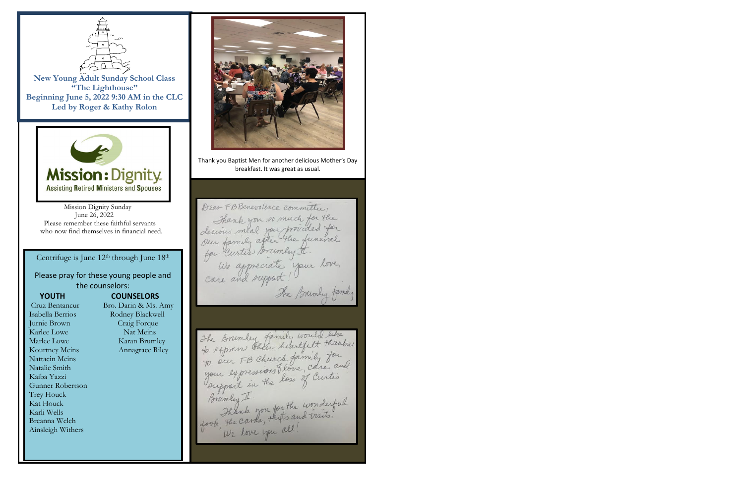**New Young Adult Sunday School Class**
**"The Lighthouse"**
**Beginning June 5, 2022 9:30 AM in the CLC**
**Led by Roger & Kathy Rolon**

Mission:Dignity
Assisting Retired Ministers and Spouses

Mission Dignity Sunday
June 26, 2022
Please remember these faithful servants who now find themselves in financial need.

Centrifuge is June 12th through June 18th

Please pray for these young people and the counselors:

| YOUTH | COUNSELORS |
|---|---|
| Cruz Bentancur | Bro. Darin & Ms. Amy |
| Isabella Berrios | Rodney Blackwell |
| Jurnie Brown | Craig Forque |
| Karlee Lowe | Nat Meins |
| Marlee Lowe | Karan Brumley |
| Kourtney Meins | Annagrace Riley |
| Nattacin Meins | |
| Natalie Smith | |
| Kaiba Yazzi | |
| Gunner Robertson | |
| Trey Houck | |
| Kat Houck | |
| Karli Wells | |
| Breanna Welch | |
| Ainsleigh Withers | |

Thank you Baptist Men for another delicious Mother's Day breakfast. It was great as usual.

Dear FB Benevolence committee,
Thank you so much for the delicious meal you provided for our family after the funeral for Curtis Brumley II.
We appreciate your love, care and support!
The Brumley family

The Brumley family would like to express their heartfelt thanks to our FB Church family for your expressions of love, care and support in the loss of Curtis Brumley II.
Thank you for the wonderful food, the cards, texts and visits.
We love you all!